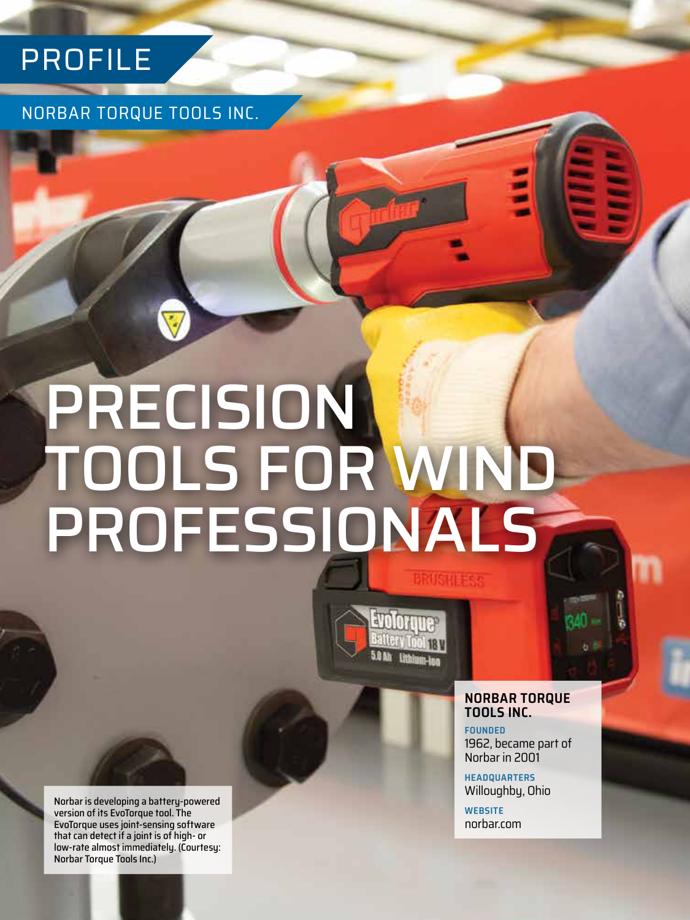PROFILE

NORBAR TORQUE TOOLS INC.

# PRECISION TOOLS FOR WIND PROFESSIONALS

Norbar is developing a battery-powered version of its EvoTorque tool. The EvoTorque uses joint-sensing software that can detect if a joint is of high- or low-rate almost immediately. (Courtesy: Norbar Torque Tools Inc.)

**NORBAR TORQUE TOOLS INC.**

**FOUNDED**
1962, became part of Norbar in 2001

**HEADQUARTERS**
Willoughby, Ohio

**WEBSITE**
norbar.com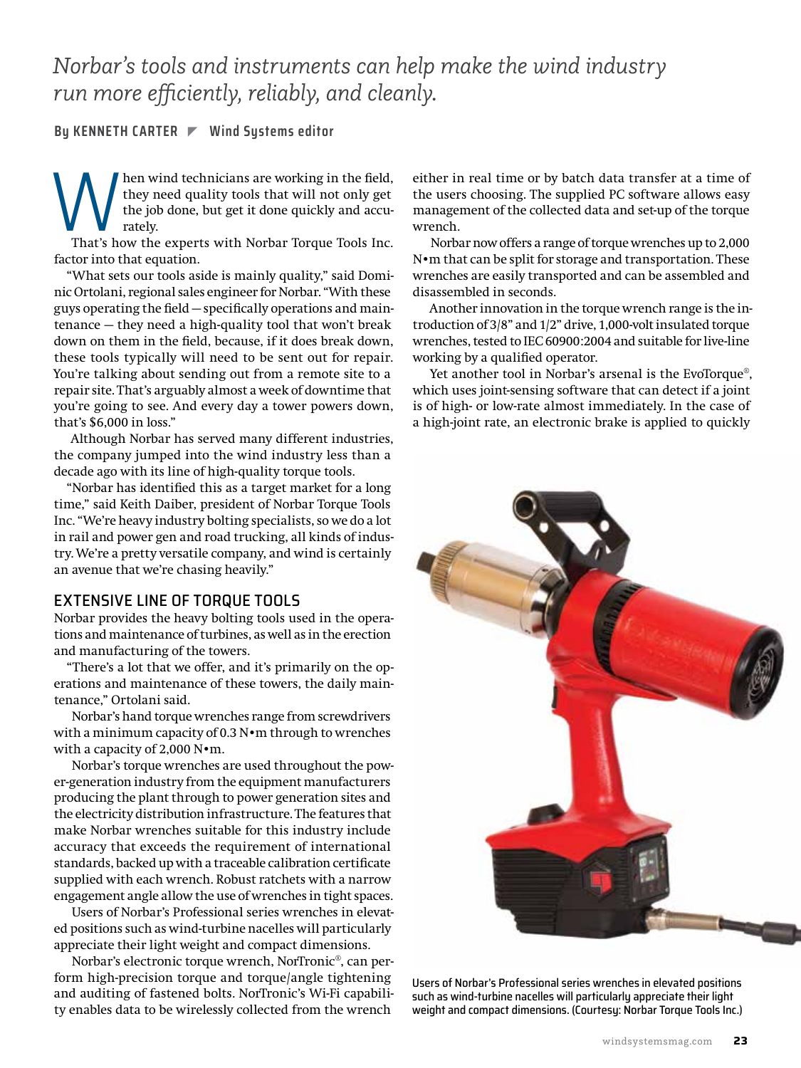*Norbar's tools and instruments can help make the wind industry run more efficiently, reliably, and cleanly.*

**By KENNETH CARTER ▶ Wind Systems editor**

When wind technicians are working in the field, they need quality tools that will not only get the job done, but get it done quickly and accurately.

That's how the experts with Norbar Torque Tools Inc. factor into that equation.

"What sets our tools aside is mainly quality," said Dominic Ortolani, regional sales engineer for Norbar. "With these guys operating the field — specifically operations and maintenance — they need a high-quality tool that won't break down on them in the field, because, if it does break down, these tools typically will need to be sent out for repair. You're talking about sending out from a remote site to a repair site. That's arguably almost a week of downtime that you're going to see. And every day a tower powers down, that's $6,000 in loss."

Although Norbar has served many different industries, the company jumped into the wind industry less than a decade ago with its line of high-quality torque tools.

"Norbar has identified this as a target market for a long time," said Keith Daiber, president of Norbar Torque Tools Inc. "We're heavy industry bolting specialists, so we do a lot in rail and power gen and road trucking, all kinds of industry. We're a pretty versatile company, and wind is certainly an avenue that we're chasing heavily."

## EXTENSIVE LINE OF TORQUE TOOLS

Norbar provides the heavy bolting tools used in the operations and maintenance of turbines, as well as in the erection and manufacturing of the towers.

"There's a lot that we offer, and it's primarily on the operations and maintenance of these towers, the daily maintenance," Ortolani said.

Norbar's hand torque wrenches range from screwdrivers with a minimum capacity of 0.3 N•m through to wrenches with a capacity of 2,000 N•m.

Norbar's torque wrenches are used throughout the power-generation industry from the equipment manufacturers producing the plant through to power generation sites and the electricity distribution infrastructure. The features that make Norbar wrenches suitable for this industry include accuracy that exceeds the requirement of international standards, backed up with a traceable calibration certificate supplied with each wrench. Robust ratchets with a narrow engagement angle allow the use of wrenches in tight spaces.

Users of Norbar's Professional series wrenches in elevated positions such as wind-turbine nacelles will particularly appreciate their light weight and compact dimensions.

Norbar's electronic torque wrench, NorTronic®, can perform high-precision torque and torque/angle tightening and auditing of fastened bolts. NorTronic's Wi-Fi capability enables data to be wirelessly collected from the wrench either in real time or by batch data transfer at a time of the users choosing. The supplied PC software allows easy management of the collected data and set-up of the torque wrench.

Norbar now offers a range of torque wrenches up to 2,000 N•m that can be split for storage and transportation. These wrenches are easily transported and can be assembled and disassembled in seconds.

Another innovation in the torque wrench range is the introduction of 3/8" and 1/2" drive, 1,000-volt insulated torque wrenches, tested to IEC 60900:2004 and suitable for live-line working by a qualified operator.

Yet another tool in Norbar's arsenal is the EvoTorque®, which uses joint-sensing software that can detect if a joint is of high- or low-rate almost immediately. In the case of a high-joint rate, an electronic brake is applied to quickly

Users of Norbar's Professional series wrenches in elevated positions such as wind-turbine nacelles will particularly appreciate their light weight and compact dimensions. (Courtesy: Norbar Torque Tools Inc.)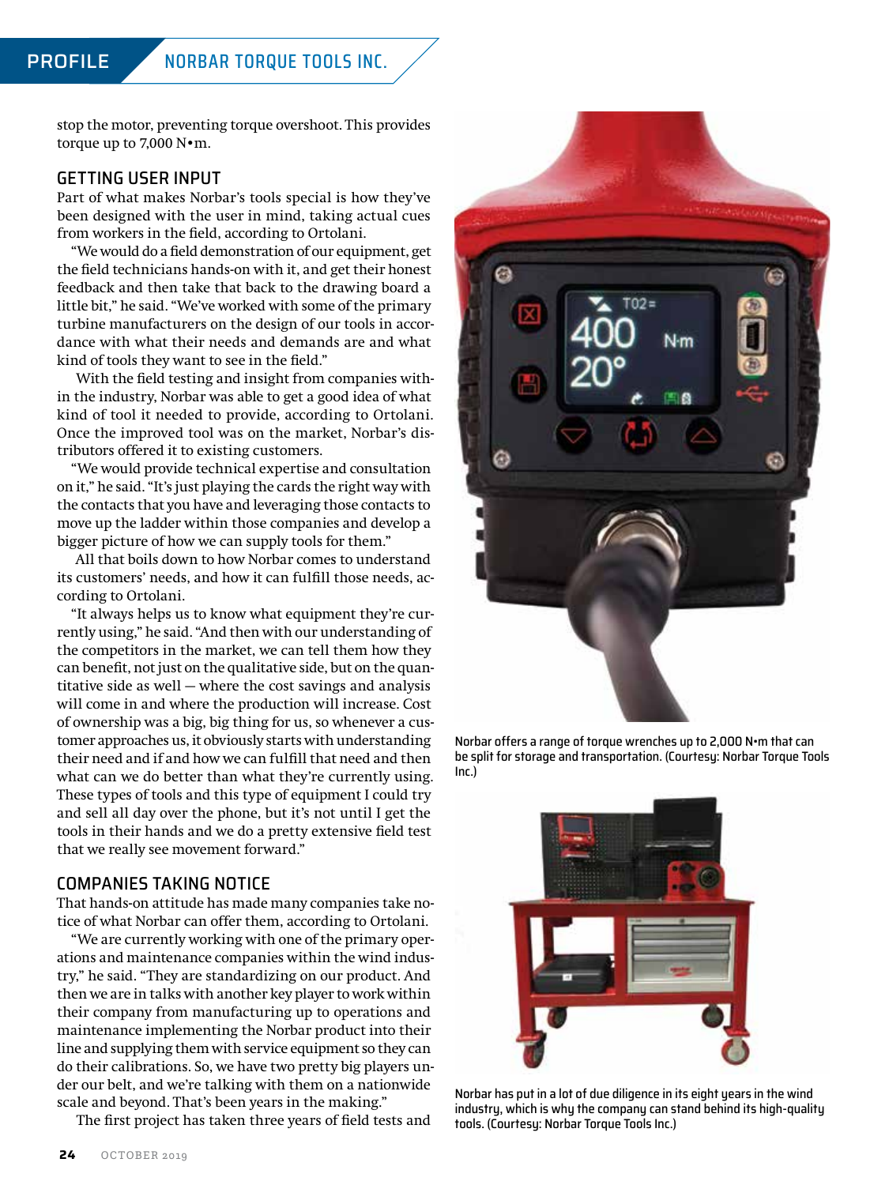stop the motor, preventing torque overshoot. This provides torque up to 7,000 N•m.

## GETTING USER INPUT

Part of what makes Norbar's tools special is how they've been designed with the user in mind, taking actual cues from workers in the field, according to Ortolani.

"We would do a field demonstration of our equipment, get the field technicians hands-on with it, and get their honest feedback and then take that back to the drawing board a little bit," he said. "We've worked with some of the primary turbine manufacturers on the design of our tools in accordance with what their needs and demands are and what kind of tools they want to see in the field."

With the field testing and insight from companies within the industry, Norbar was able to get a good idea of what kind of tool it needed to provide, according to Ortolani. Once the improved tool was on the market, Norbar's distributors offered it to existing customers.

"We would provide technical expertise and consultation on it," he said. "It's just playing the cards the right way with the contacts that you have and leveraging those contacts to move up the ladder within those companies and develop a bigger picture of how we can supply tools for them."

All that boils down to how Norbar comes to understand its customers' needs, and how it can fulfill those needs, according to Ortolani.

"It always helps us to know what equipment they're currently using," he said. "And then with our understanding of the competitors in the market, we can tell them how they can benefit, not just on the qualitative side, but on the quantitative side as well — where the cost savings and analysis will come in and where the production will increase. Cost of ownership was a big, big thing for us, so whenever a customer approaches us, it obviously starts with understanding their need and if and how we can fulfill that need and then what can we do better than what they're currently using. These types of tools and this type of equipment I could try and sell all day over the phone, but it's not until I get the tools in their hands and we do a pretty extensive field test that we really see movement forward."

## COMPANIES TAKING NOTICE

That hands-on attitude has made many companies take notice of what Norbar can offer them, according to Ortolani.

"We are currently working with one of the primary operations and maintenance companies within the wind industry," he said. "They are standardizing on our product. And then we are in talks with another key player to work within their company from manufacturing up to operations and maintenance implementing the Norbar product into their line and supplying them with service equipment so they can do their calibrations. So, we have two pretty big players under our belt, and we're talking with them on a nationwide scale and beyond. That's been years in the making."

The first project has taken three years of field tests and

Norbar offers a range of torque wrenches up to 2,000 N•m that can be split for storage and transportation. (Courtesy: Norbar Torque Tools Inc.)

Norbar has put in a lot of due diligence in its eight years in the wind industry, which is why the company can stand behind its high-quality tools. (Courtesy: Norbar Torque Tools Inc.)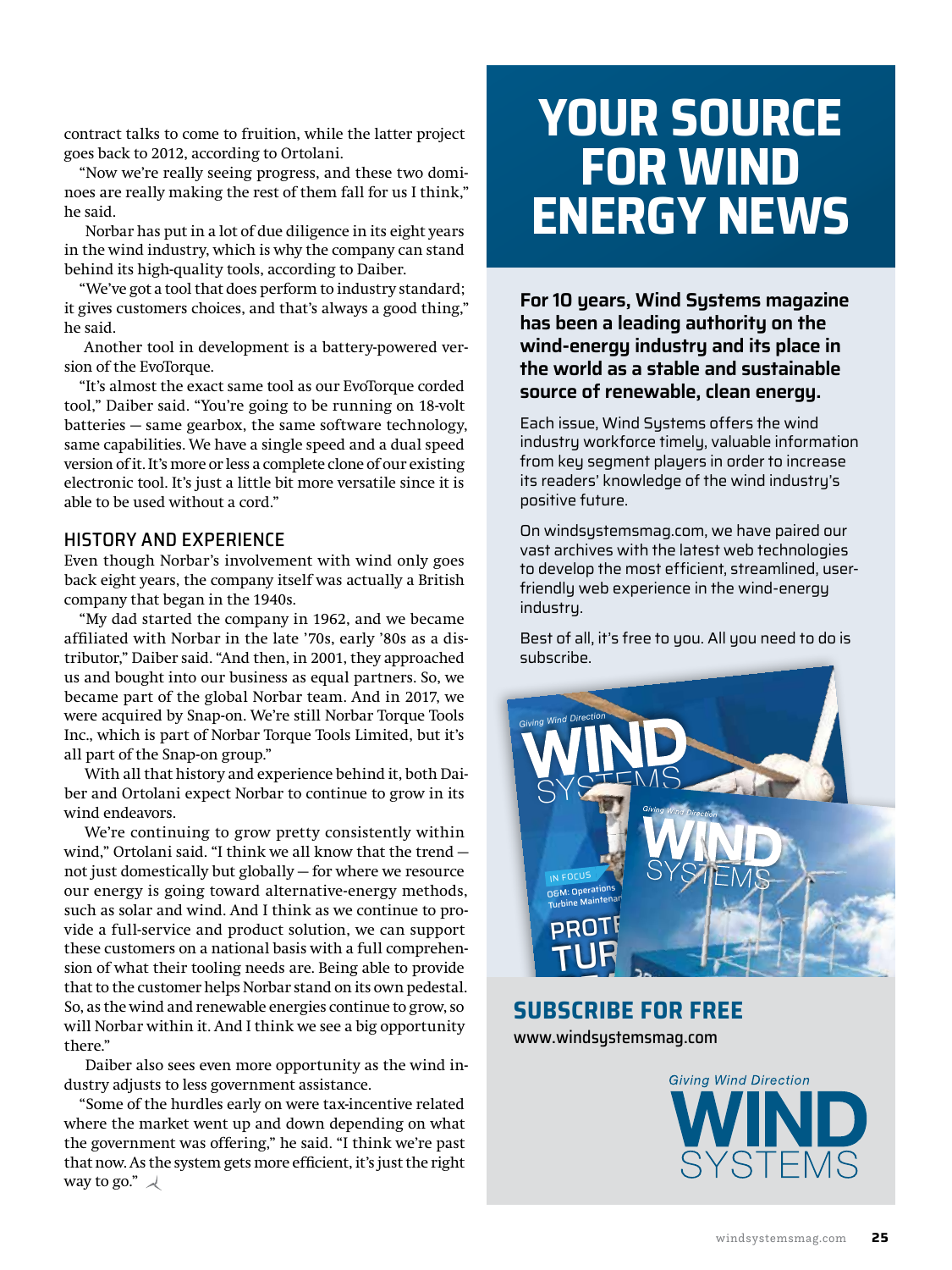contract talks to come to fruition, while the latter project goes back to 2012, according to Ortolani.

"Now we're really seeing progress, and these two dominoes are really making the rest of them fall for us I think," he said.

Norbar has put in a lot of due diligence in its eight years in the wind industry, which is why the company can stand behind its high-quality tools, according to Daiber.

"We've got a tool that does perform to industry standard; it gives customers choices, and that's always a good thing," he said.

Another tool in development is a battery-powered version of the EvoTorque.

"It's almost the exact same tool as our EvoTorque corded tool," Daiber said. "You're going to be running on 18-volt batteries — same gearbox, the same software technology, same capabilities. We have a single speed and a dual speed version of it. It's more or less a complete clone of our existing electronic tool. It's just a little bit more versatile since it is able to be used without a cord."

## HISTORY AND EXPERIENCE

Even though Norbar's involvement with wind only goes back eight years, the company itself was actually a British company that began in the 1940s.

"My dad started the company in 1962, and we became affiliated with Norbar in the late '70s, early '80s as a distributor," Daiber said. "And then, in 2001, they approached us and bought into our business as equal partners. So, we became part of the global Norbar team. And in 2017, we were acquired by Snap-on. We're still Norbar Torque Tools Inc., which is part of Norbar Torque Tools Limited, but it's all part of the Snap-on group."

With all that history and experience behind it, both Daiber and Ortolani expect Norbar to continue to grow in its wind endeavors.

We're continuing to grow pretty consistently within wind," Ortolani said. "I think we all know that the trend — not just domestically but globally — for where we resource our energy is going toward alternative-energy methods, such as solar and wind. And I think as we continue to provide a full-service and product solution, we can support these customers on a national basis with a full comprehension of what their tooling needs are. Being able to provide that to the customer helps Norbar stand on its own pedestal. So, as the wind and renewable energies continue to grow, so will Norbar within it. And I think we see a big opportunity there."

Daiber also sees even more opportunity as the wind industry adjusts to less government assistance.

"Some of the hurdles early on were tax-incentive related where the market went up and down depending on what the government was offering," he said. "I think we're past that now. As the system gets more efficient, it's just the right way to go."

# YOUR SOURCE FOR WIND ENERGY NEWS

**For 10 years, Wind Systems magazine has been a leading authority on the wind-energy industry and its place in the world as a stable and sustainable source of renewable, clean energy.**

Each issue, Wind Systems offers the wind industry workforce timely, valuable information from key segment players in order to increase its readers' knowledge of the wind industry's positive future.

On windsystemsmag.com, we have paired our vast archives with the latest web technologies to develop the most efficient, streamlined, user-friendly web experience in the wind-energy industry.

Best of all, it's free to you. All you need to do is subscribe.

## SUBSCRIBE FOR FREE

www.windsystemsmag.com

Giving Wind Direction
WIND SYSTEMS